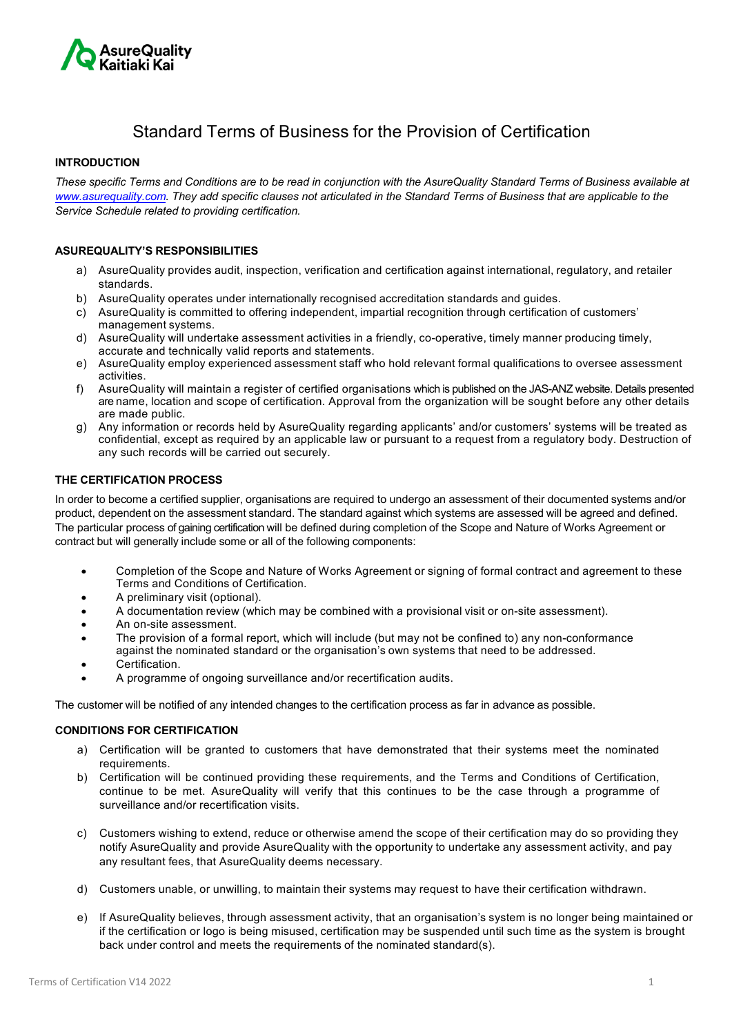# Standard Terms of Business for the Provision of Certification

## INTRODUCTION

*These specific Terms and Conditions are to be read in conjunction with the AsureQuality Standard Terms of Business available at [www.asurequality.com](http://www.asurequality.com). They add specific clauses not articulated in the Standard Terms of Business that are applicable to the Service Schedule related to providing certification.*

## ASUREQUALITY'S RESPONSIBILITIES

a) AsureQuality provides audit, inspection, verification and certification against international, regulatory, and retailer standards.
b) AsureQuality operates under internationally recognised accreditation standards and guides.
c) AsureQuality is committed to offering independent, impartial recognition through certification of customers' management systems.
d) AsureQuality will undertake assessment activities in a friendly, co-operative, timely manner producing timely, accurate and technically valid reports and statements.
e) AsureQuality employ experienced assessment staff who hold relevant formal qualifications to oversee assessment activities.
f) AsureQuality will maintain a register of certified organisations which is published on the JAS-ANZ website. Details presented are name, location and scope of certification. Approval from the organization will be sought before any other details are made public.
g) Any information or records held by AsureQuality regarding applicants' and/or customers' systems will be treated as confidential, except as required by an applicable law or pursuant to a request from a regulatory body. Destruction of any such records will be carried out securely.

## THE CERTIFICATION PROCESS

In order to become a certified supplier, organisations are required to undergo an assessment of their documented systems and/or product, dependent on the assessment standard. The standard against which systems are assessed will be agreed and defined. The particular process of gaining certification will be defined during completion of the Scope and Nature of Works Agreement or contract but will generally include some or all of the following components:

- Completion of the Scope and Nature of Works Agreement or signing of formal contract and agreement to these Terms and Conditions of Certification.
- A preliminary visit (optional).
- A documentation review (which may be combined with a provisional visit or on-site assessment).
- An on-site assessment.
- The provision of a formal report, which will include (but may not be confined to) any non-conformance against the nominated standard or the organisation's own systems that need to be addressed.
- Certification.
- A programme of ongoing surveillance and/or recertification audits.

The customer will be notified of any intended changes to the certification process as far in advance as possible.

## CONDITIONS FOR CERTIFICATION

a) Certification will be granted to customers that have demonstrated that their systems meet the nominated requirements.
b) Certification will be continued providing these requirements, and the Terms and Conditions of Certification, continue to be met. AsureQuality will verify that this continues to be the case through a programme of surveillance and/or recertification visits.
c) Customers wishing to extend, reduce or otherwise amend the scope of their certification may do so providing they notify AsureQuality and provide AsureQuality with the opportunity to undertake any assessment activity, and pay any resultant fees, that AsureQuality deems necessary.
d) Customers unable, or unwilling, to maintain their systems may request to have their certification withdrawn.
e) If AsureQuality believes, through assessment activity, that an organisation's system is no longer being maintained or if the certification or logo is being misused, certification may be suspended until such time as the system is brought back under control and meets the requirements of the nominated standard(s).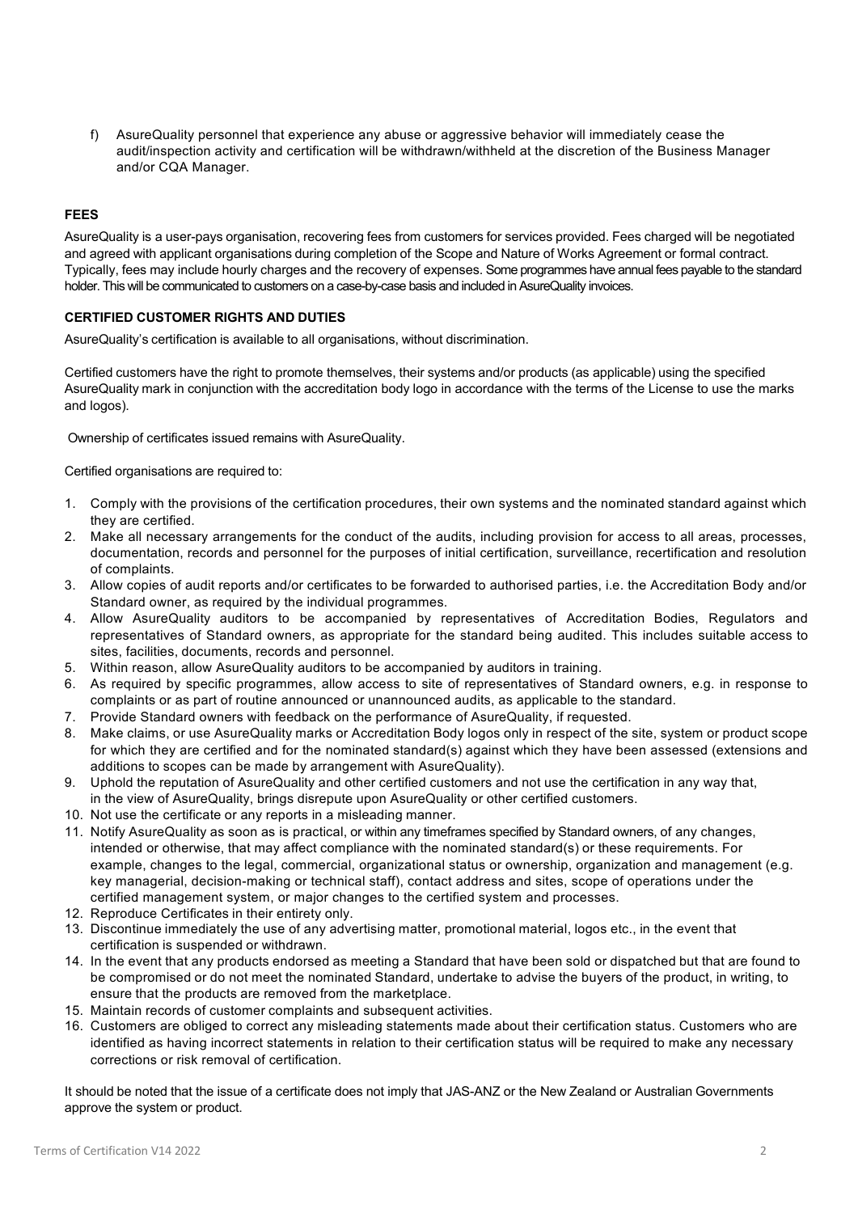f) AsureQuality personnel that experience any abuse or aggressive behavior will immediately cease the audit/inspection activity and certification will be withdrawn/withheld at the discretion of the Business Manager and/or CQA Manager.

## FEES

AsureQuality is a user-pays organisation, recovering fees from customers for services provided. Fees charged will be negotiated and agreed with applicant organisations during completion of the Scope and Nature of Works Agreement or formal contract. Typically, fees may include hourly charges and the recovery of expenses. Some programmes have annual fees payable to the standard holder. This will be communicated to customers on a case-by-case basis and included in AsureQuality invoices.

## CERTIFIED CUSTOMER RIGHTS AND DUTIES

AsureQuality's certification is available to all organisations, without discrimination.

Certified customers have the right to promote themselves, their systems and/or products (as applicable) using the specified AsureQuality mark in conjunction with the accreditation body logo in accordance with the terms of the License to use the marks and logos).

Ownership of certificates issued remains with AsureQuality.

Certified organisations are required to:

1. Comply with the provisions of the certification procedures, their own systems and the nominated standard against which they are certified.
2. Make all necessary arrangements for the conduct of the audits, including provision for access to all areas, processes, documentation, records and personnel for the purposes of initial certification, surveillance, recertification and resolution of complaints.
3. Allow copies of audit reports and/or certificates to be forwarded to authorised parties, i.e. the Accreditation Body and/or Standard owner, as required by the individual programmes.
4. Allow AsureQuality auditors to be accompanied by representatives of Accreditation Bodies, Regulators and representatives of Standard owners, as appropriate for the standard being audited. This includes suitable access to sites, facilities, documents, records and personnel.
5. Within reason, allow AsureQuality auditors to be accompanied by auditors in training.
6. As required by specific programmes, allow access to site of representatives of Standard owners, e.g. in response to complaints or as part of routine announced or unannounced audits, as applicable to the standard.
7. Provide Standard owners with feedback on the performance of AsureQuality, if requested.
8. Make claims, or use AsureQuality marks or Accreditation Body logos only in respect of the site, system or product scope for which they are certified and for the nominated standard(s) against which they have been assessed (extensions and additions to scopes can be made by arrangement with AsureQuality).
9. Uphold the reputation of AsureQuality and other certified customers and not use the certification in any way that, in the view of AsureQuality, brings disrepute upon AsureQuality or other certified customers.
10. Not use the certificate or any reports in a misleading manner.
11. Notify AsureQuality as soon as is practical, or within any timeframes specified by Standard owners, of any changes, intended or otherwise, that may affect compliance with the nominated standard(s) or these requirements. For example, changes to the legal, commercial, organizational status or ownership, organization and management (e.g. key managerial, decision-making or technical staff), contact address and sites, scope of operations under the certified management system, or major changes to the certified system and processes.
12. Reproduce Certificates in their entirety only.
13. Discontinue immediately the use of any advertising matter, promotional material, logos etc., in the event that certification is suspended or withdrawn.
14. In the event that any products endorsed as meeting a Standard that have been sold or dispatched but that are found to be compromised or do not meet the nominated Standard, undertake to advise the buyers of the product, in writing, to ensure that the products are removed from the marketplace.
15. Maintain records of customer complaints and subsequent activities.
16. Customers are obliged to correct any misleading statements made about their certification status. Customers who are identified as having incorrect statements in relation to their certification status will be required to make any necessary corrections or risk removal of certification.

It should be noted that the issue of a certificate does not imply that JAS-ANZ or the New Zealand or Australian Governments approve the system or product.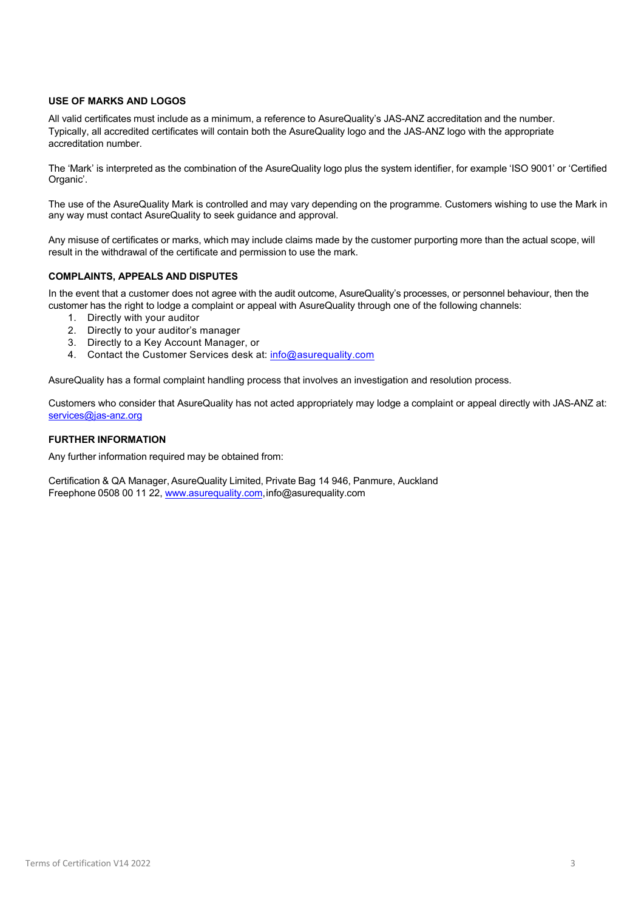## USE OF MARKS AND LOGOS

All valid certificates must include as a minimum, a reference to AsureQuality's JAS-ANZ accreditation and the number. Typically, all accredited certificates will contain both the AsureQuality logo and the JAS-ANZ logo with the appropriate accreditation number.

The 'Mark' is interpreted as the combination of the AsureQuality logo plus the system identifier, for example 'ISO 9001' or 'Certified Organic'.

The use of the AsureQuality Mark is controlled and may vary depending on the programme. Customers wishing to use the Mark in any way must contact AsureQuality to seek guidance and approval.

Any misuse of certificates or marks, which may include claims made by the customer purporting more than the actual scope, will result in the withdrawal of the certificate and permission to use the mark.

## COMPLAINTS, APPEALS AND DISPUTES

In the event that a customer does not agree with the audit outcome, AsureQuality's processes, or personnel behaviour, then the customer has the right to lodge a complaint or appeal with AsureQuality through one of the following channels:

1. Directly with your auditor
2. Directly to your auditor's manager
3. Directly to a Key Account Manager, or
4. Contact the Customer Services desk at: info@asurequality.com

AsureQuality has a formal complaint handling process that involves an investigation and resolution process.

Customers who consider that AsureQuality has not acted appropriately may lodge a complaint or appeal directly with JAS-ANZ at: services@jas-anz.org

## FURTHER INFORMATION

Any further information required may be obtained from:

Certification & QA Manager, AsureQuality Limited, Private Bag 14 946, Panmure, Auckland
Freephone 0508 00 11 22, www.asurequality.com, info@asurequality.com